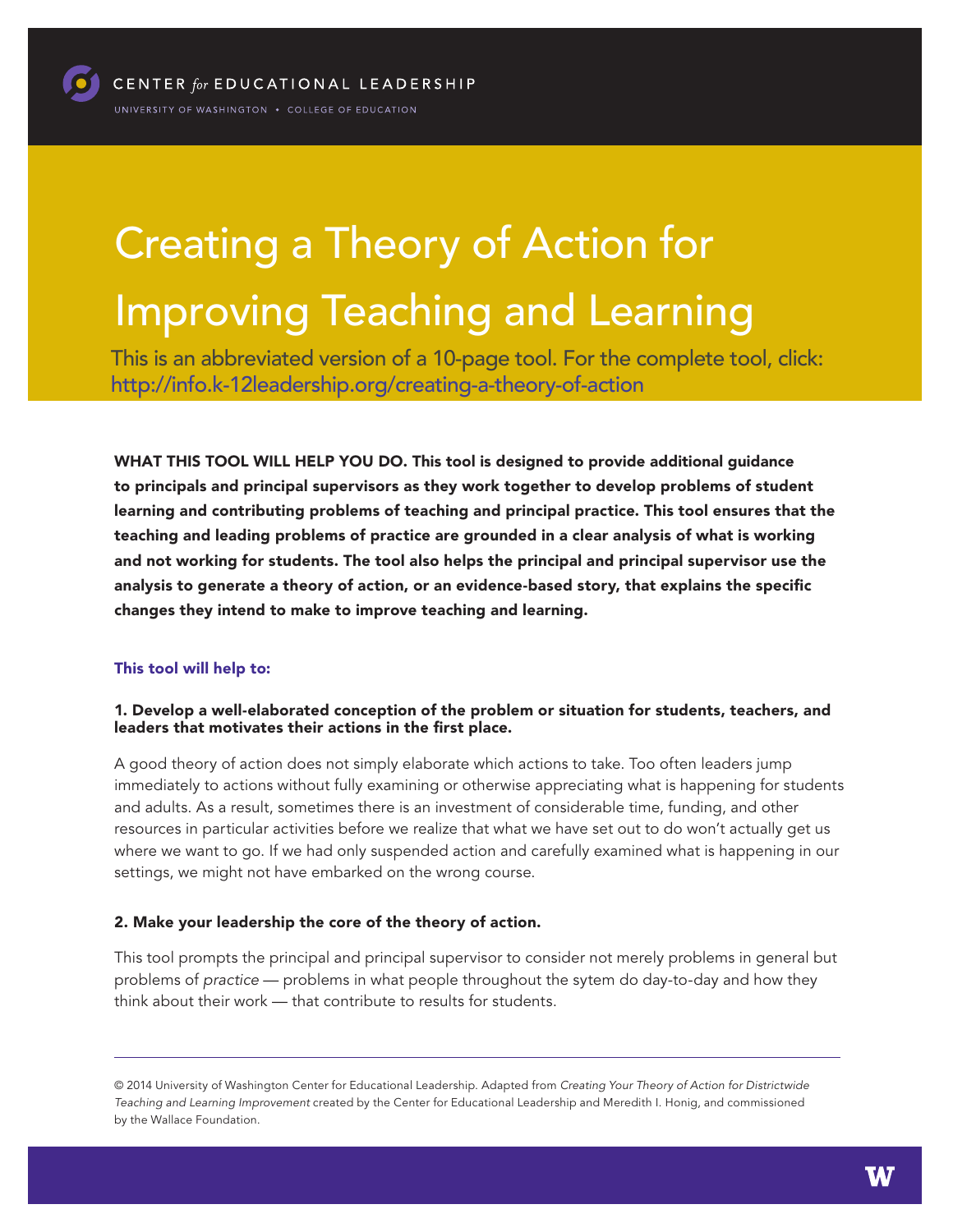CENTER *for* EDUCATIONAL LEADERSHIP

UNIVERSITY OF WASHINGTON • COLLEGE OF EDUCATION

# Creating a Theory of Action for Improving Teaching and Learning

This is an abbreviated version of a 10-page tool. For the complete tool, click: http://info.k-12leadership.org/creating-a-theory-of-action

**WHAT THIS TOOL WILL HELP YOU DO. This tool is designed to provide additional guidance to principals and principal supervisors as they work together to develop problems of student learning and contributing problems of teaching and principal practice. This tool ensures that the teaching and leading problems of practice are grounded in a clear analysis of what is working and not working for students. The tool also helps the principal and principal supervisor use the analysis to generate a theory of action, or an evidence-based story, that explains the specific changes they intend to make to improve teaching and learning.**

### This tool will help to:

#### 1. Develop a well-elaborated conception of the problem or situation for students, teachers, and leaders that motivates their actions in the first place.

A good theory of action does not simply elaborate which actions to take. Too often leaders jump immediately to actions without fully examining or otherwise appreciating what is happening for students and adults. As a result, sometimes there is an investment of considerable time, funding, and other resources in particular activities before we realize that what we have set out to do won't actually get us where we want to go. If we had only suspended action and carefully examined what is happening in our settings, we might not have embarked on the wrong course.

#### 2. Make your leadership the core of the theory of action.

This tool prompts the principal and principal supervisor to consider not merely problems in general but problems of *practice* — problems in what people throughout the sytem do day-to-day and how they think about their work — that contribute to results for students.

---

© 2014 University of Washington Center for Educational Leadership. Adapted from *Creating Your Theory of Action for Districtwide Teaching and Learning Improvement* created by the Center for Educational Leadership and Meredith I. Honig, and commissioned by the Wallace Foundation.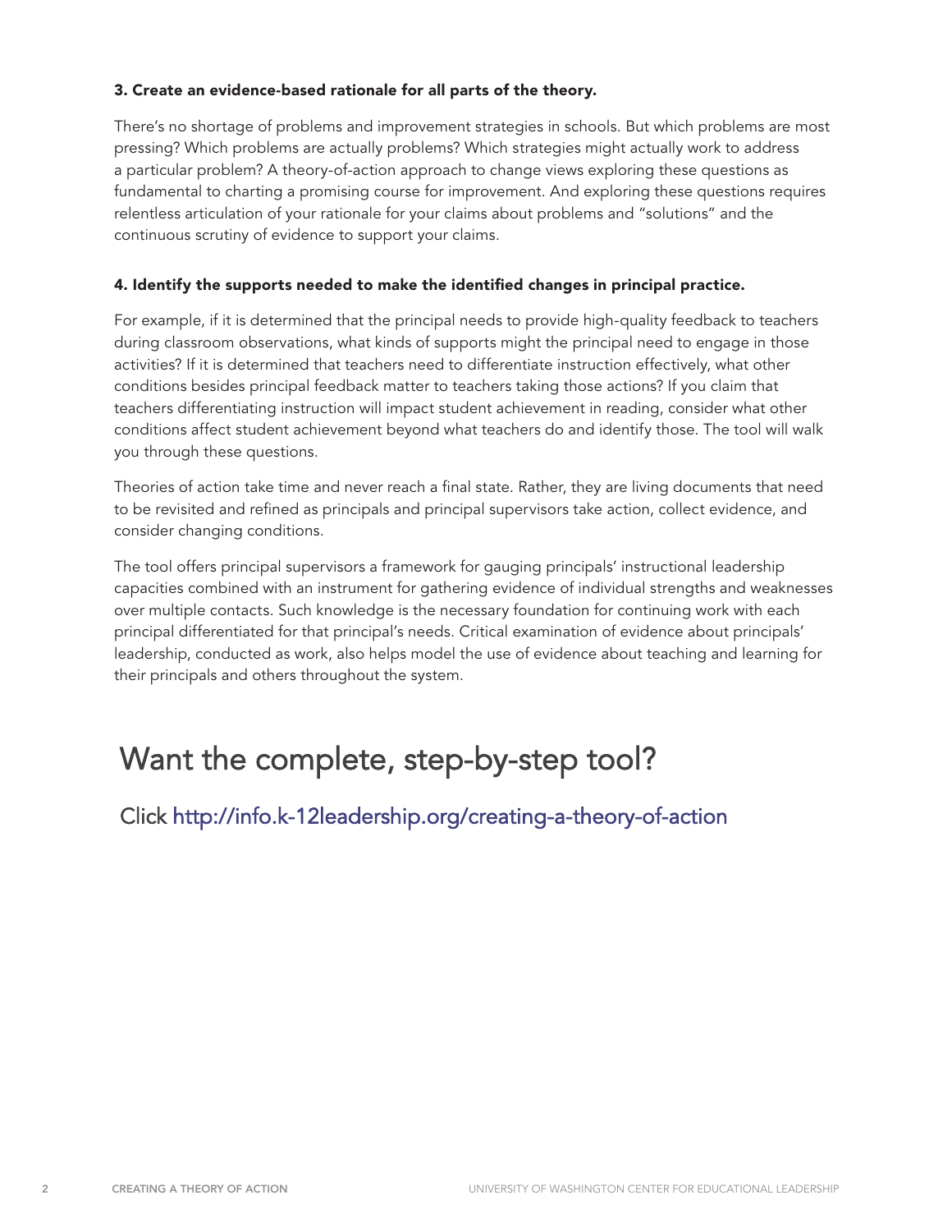**3. Create an evidence-based rationale for all parts of the theory.**

There's no shortage of problems and improvement strategies in schools. But which problems are most pressing? Which problems are actually problems? Which strategies might actually work to address a particular problem? A theory-of-action approach to change views exploring these questions as fundamental to charting a promising course for improvement. And exploring these questions requires relentless articulation of your rationale for your claims about problems and "solutions" and the continuous scrutiny of evidence to support your claims.

**4. Identify the supports needed to make the identified changes in principal practice.**

For example, if it is determined that the principal needs to provide high-quality feedback to teachers during classroom observations, what kinds of supports might the principal need to engage in those activities? If it is determined that teachers need to differentiate instruction effectively, what other conditions besides principal feedback matter to teachers taking those actions? If you claim that teachers differentiating instruction will impact student achievement in reading, consider what other conditions affect student achievement beyond what teachers do and identify those. The tool will walk you through these questions.

Theories of action take time and never reach a final state. Rather, they are living documents that need to be revisited and refined as principals and principal supervisors take action, collect evidence, and consider changing conditions.

The tool offers principal supervisors a framework for gauging principals' instructional leadership capacities combined with an instrument for gathering evidence of individual strengths and weaknesses over multiple contacts. Such knowledge is the necessary foundation for continuing work with each principal differentiated for that principal's needs. Critical examination of evidence about principals' leadership, conducted as work, also helps model the use of evidence about teaching and learning for their principals and others throughout the system.

# Want the complete, step-by-step tool?

Click http://info.k-12leadership.org/creating-a-theory-of-action